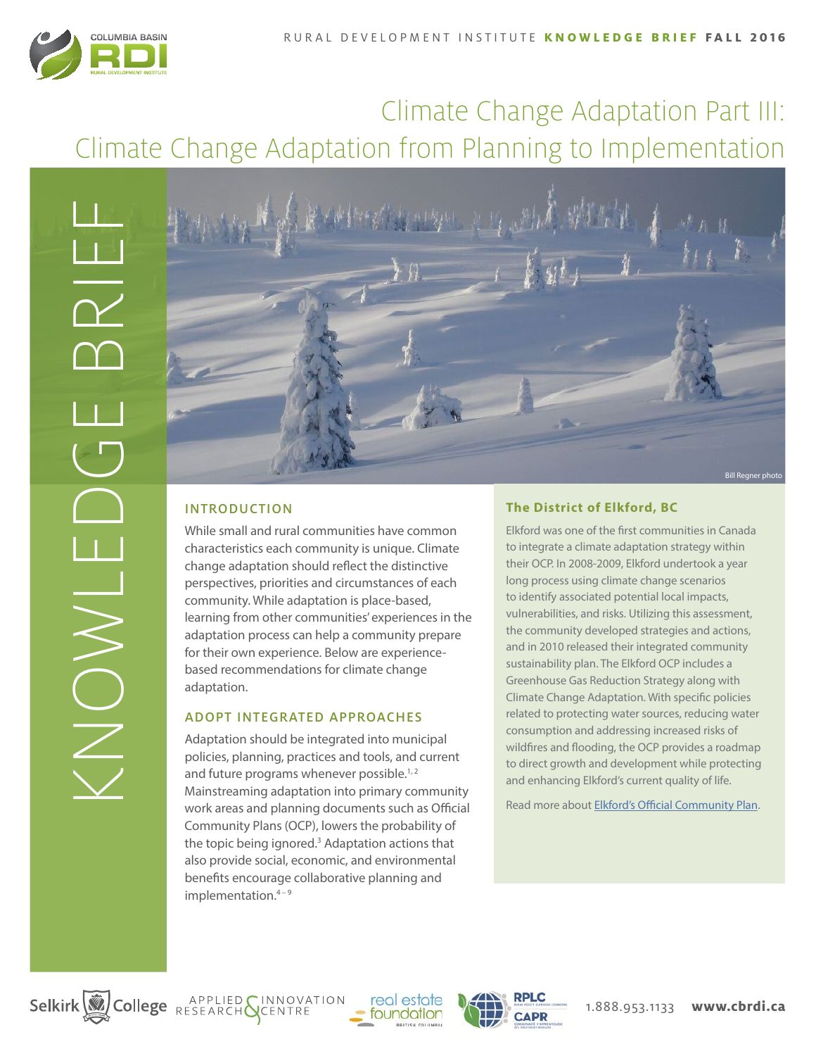# Climate Change Adaptation Part III: Climate Change Adaptation from Planning to Implementation

KNOWLEDGE BRIEF

Bill Regner photo

## INTRODUCTION

While small and rural communities have common characteristics each community is unique. Climate change adaptation should reflect the distinctive perspectives, priorities and circumstances of each community. While adaptation is place-based, learning from other communities' experiences in the adaptation process can help a community prepare for their own experience. Below are experience-based recommendations for climate change adaptation.

## ADOPT INTEGRATED APPROACHES

Adaptation should be integrated into municipal policies, planning, practices and tools, and current and future programs whenever possible.[1,2] Mainstreaming adaptation into primary community work areas and planning documents such as Official Community Plans (OCP), lowers the probability of the topic being ignored.[3] Adaptation actions that also provide social, economic, and environmental benefits encourage collaborative planning and implementation.[4–9]

### The District of Elkford, BC

Elkford was one of the first communities in Canada to integrate a climate adaptation strategy within their OCP. In 2008-2009, Elkford undertook a year long process using climate change scenarios to identify associated potential local impacts, vulnerabilities, and risks. Utilizing this assessment, the community developed strategies and actions, and in 2010 released their integrated community sustainability plan. The Elkford OCP includes a Greenhouse Gas Reduction Strategy along with Climate Change Adaptation. With specific policies related to protecting water sources, reducing water consumption and addressing increased risks of wildfires and flooding, the OCP provides a roadmap to direct growth and development while protecting and enhancing Elkford's current quality of life.

Read more about Elkford's Official Community Plan.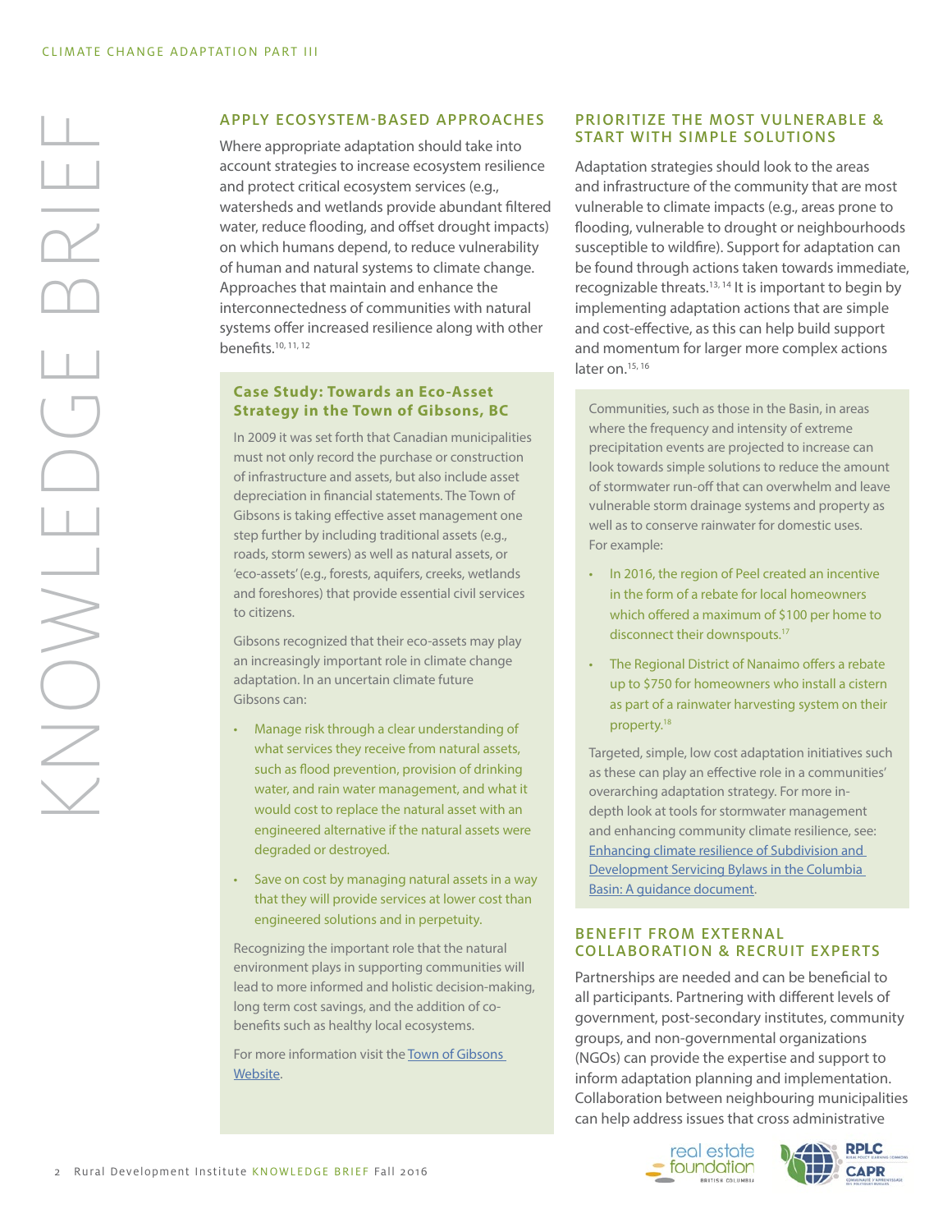## APPLY ECOSYSTEM-BASED APPROACHES

Where appropriate adaptation should take into account strategies to increase ecosystem resilience and protect critical ecosystem services (e.g., watersheds and wetlands provide abundant filtered water, reduce flooding, and offset drought impacts) on which humans depend, to reduce vulnerability of human and natural systems to climate change. Approaches that maintain and enhance the interconnectedness of communities with natural systems offer increased resilience along with other benefits.[10, 11, 12]

### Case Study: Towards an Eco-Asset Strategy in the Town of Gibsons, BC

In 2009 it was set forth that Canadian municipalities must not only record the purchase or construction of infrastructure and assets, but also include asset depreciation in financial statements. The Town of Gibsons is taking effective asset management one step further by including traditional assets (e.g., roads, storm sewers) as well as natural assets, or 'eco-assets' (e.g., forests, aquifers, creeks, wetlands and foreshores) that provide essential civil services to citizens.

Gibsons recognized that their eco-assets may play an increasingly important role in climate change adaptation. In an uncertain climate future Gibsons can:

- Manage risk through a clear understanding of what services they receive from natural assets, such as flood prevention, provision of drinking water, and rain water management, and what it would cost to replace the natural asset with an engineered alternative if the natural assets were degraded or destroyed.
- Save on cost by managing natural assets in a way that they will provide services at lower cost than engineered solutions and in perpetuity.

Recognizing the important role that the natural environment plays in supporting communities will lead to more informed and holistic decision-making, long term cost savings, and the addition of co-benefits such as healthy local ecosystems.

For more information visit the Town of Gibsons Website.

## PRIORITIZE THE MOST VULNERABLE & START WITH SIMPLE SOLUTIONS

Adaptation strategies should look to the areas and infrastructure of the community that are most vulnerable to climate impacts (e.g., areas prone to flooding, vulnerable to drought or neighbourhoods susceptible to wildfire). Support for adaptation can be found through actions taken towards immediate, recognizable threats.[13, 14] It is important to begin by implementing adaptation actions that are simple and cost-effective, as this can help build support and momentum for larger more complex actions later on.[15, 16]

Communities, such as those in the Basin, in areas where the frequency and intensity of extreme precipitation events are projected to increase can look towards simple solutions to reduce the amount of stormwater run-off that can overwhelm and leave vulnerable storm drainage systems and property as well as to conserve rainwater for domestic uses. For example:

- In 2016, the region of Peel created an incentive in the form of a rebate for local homeowners which offered a maximum of $100 per home to disconnect their downspouts.[17]
- The Regional District of Nanaimo offers a rebate up to $750 for homeowners who install a cistern as part of a rainwater harvesting system on their property.[18]

Targeted, simple, low cost adaptation initiatives such as these can play an effective role in a communities' overarching adaptation strategy. For more in-depth look at tools for stormwater management and enhancing community climate resilience, see: Enhancing climate resilience of Subdivision and Development Servicing Bylaws in the Columbia Basin: A guidance document.

## BENEFIT FROM EXTERNAL COLLABORATION & RECRUIT EXPERTS

Partnerships are needed and can be beneficial to all participants. Partnering with different levels of government, post-secondary institutes, community groups, and non-governmental organizations (NGOs) can provide the expertise and support to inform adaptation planning and implementation. Collaboration between neighbouring municipalities can help address issues that cross administrative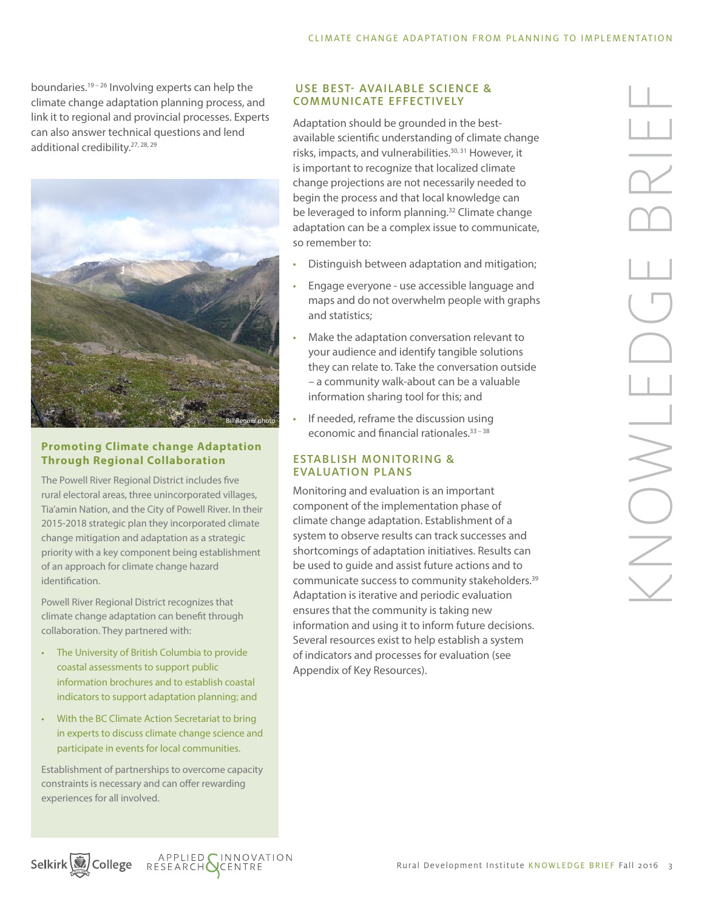boundaries.[19–26] Involving experts can help the climate change adaptation planning process, and link it to regional and provincial processes. Experts can also answer technical questions and lend additional credibility.[27, 28, 29]

Bill Regner photo

### Promoting Climate change Adaptation Through Regional Collaboration

The Powell River Regional District includes five rural electoral areas, three unincorporated villages, Tia'amin Nation, and the City of Powell River. In their 2015-2018 strategic plan they incorporated climate change mitigation and adaptation as a strategic priority with a key component being establishment of an approach for climate change hazard identification.

Powell River Regional District recognizes that climate change adaptation can benefit through collaboration. They partnered with:

- The University of British Columbia to provide coastal assessments to support public information brochures and to establish coastal indicators to support adaptation planning; and
- With the BC Climate Action Secretariat to bring in experts to discuss climate change science and participate in events for local communities.

Establishment of partnerships to overcome capacity constraints is necessary and can offer rewarding experiences for all involved.

## USE BEST- AVAILABLE SCIENCE & COMMUNICATE EFFECTIVELY

Adaptation should be grounded in the best-available scientific understanding of climate change risks, impacts, and vulnerabilities.[30, 31] However, it is important to recognize that localized climate change projections are not necessarily needed to begin the process and that local knowledge can be leveraged to inform planning.[32] Climate change adaptation can be a complex issue to communicate, so remember to:

- Distinguish between adaptation and mitigation;
- Engage everyone - use accessible language and maps and do not overwhelm people with graphs and statistics;
- Make the adaptation conversation relevant to your audience and identify tangible solutions they can relate to. Take the conversation outside – a community walk-about can be a valuable information sharing tool for this; and
- If needed, reframe the discussion using economic and financial rationales.[33–38]

## ESTABLISH MONITORING & EVALUATION PLANS

Monitoring and evaluation is an important component of the implementation phase of climate change adaptation. Establishment of a system to observe results can track successes and shortcomings of adaptation initiatives. Results can be used to guide and assist future actions and to communicate success to community stakeholders.[39] Adaptation is iterative and periodic evaluation ensures that the community is taking new information and using it to inform future decisions. Several resources exist to help establish a system of indicators and processes for evaluation (see Appendix of Key Resources).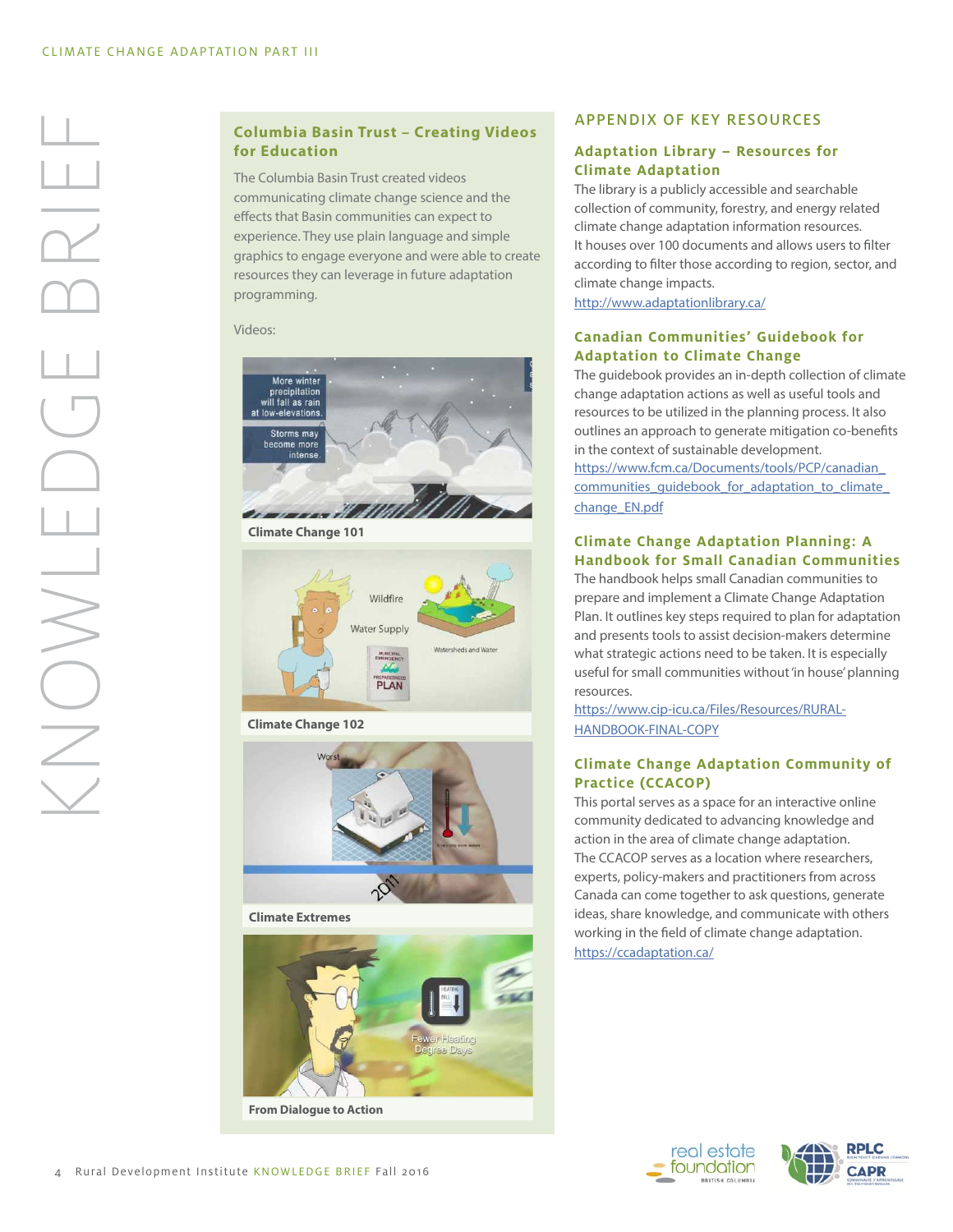## Columbia Basin Trust – Creating Videos for Education

The Columbia Basin Trust created videos communicating climate change science and the effects that Basin communities can expect to experience. They use plain language and simple graphics to engage everyone and were able to create resources they can leverage in future adaptation programming.

Videos:

Climate Change 101

Climate Change 102

Climate Extremes

From Dialogue to Action

## APPENDIX OF KEY RESOURCES

### Adaptation Library – Resources for Climate Adaptation

The library is a publicly accessible and searchable collection of community, forestry, and energy related climate change adaptation information resources. It houses over 100 documents and allows users to filter according to filter those according to region, sector, and climate change impacts.
http://www.adaptationlibrary.ca/

### Canadian Communities' Guidebook for Adaptation to Climate Change

The guidebook provides an in-depth collection of climate change adaptation actions as well as useful tools and resources to be utilized in the planning process. It also outlines an approach to generate mitigation co-benefits in the context of sustainable development.
https://www.fcm.ca/Documents/tools/PCP/canadian_communities_guidebook_for_adaptation_to_climate_change_EN.pdf

### Climate Change Adaptation Planning: A Handbook for Small Canadian Communities

The handbook helps small Canadian communities to prepare and implement a Climate Change Adaptation Plan. It outlines key steps required to plan for adaptation and presents tools to assist decision-makers determine what strategic actions need to be taken. It is especially useful for small communities without 'in house' planning resources.
https://www.cip-icu.ca/Files/Resources/RURAL-HANDBOOK-FINAL-COPY

### Climate Change Adaptation Community of Practice (CCACOP)

This portal serves as a space for an interactive online community dedicated to advancing knowledge and action in the area of climate change adaptation. The CCACOP serves as a location where researchers, experts, policy-makers and practitioners from across Canada can come together to ask questions, generate ideas, share knowledge, and communicate with others working in the field of climate change adaptation.
https://ccadaptation.ca/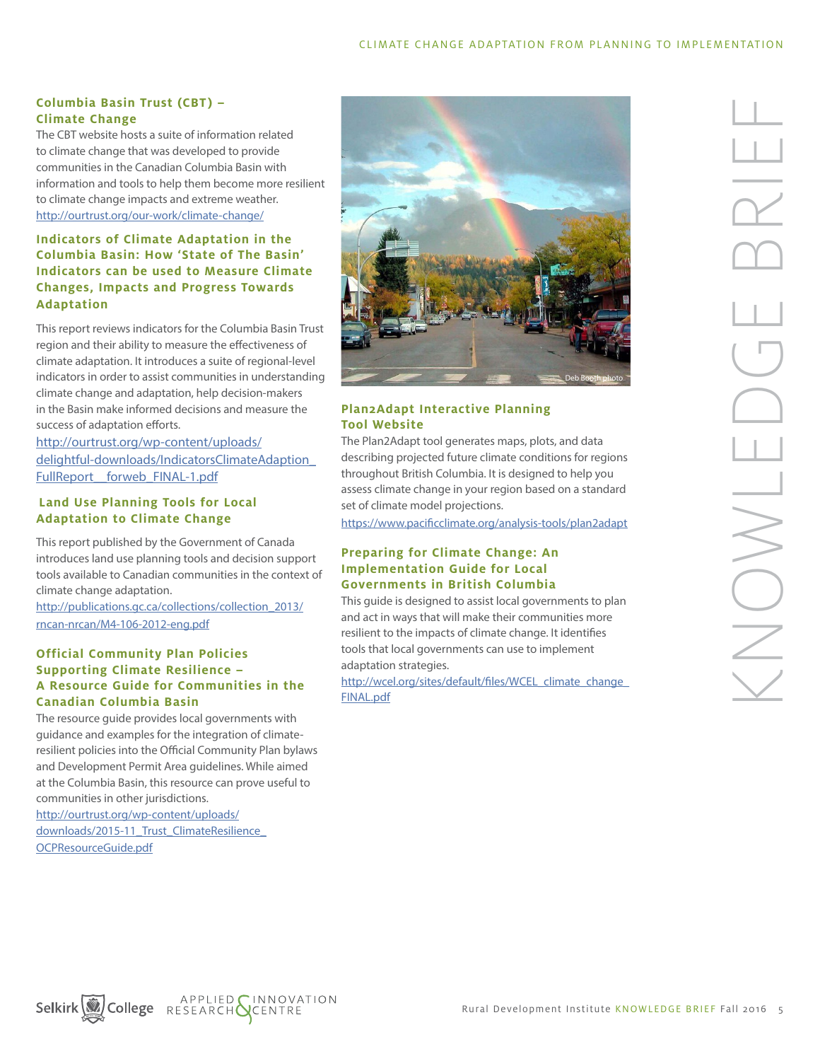### Columbia Basin Trust (CBT) – Climate Change

The CBT website hosts a suite of information related to climate change that was developed to provide communities in the Canadian Columbia Basin with information and tools to help them become more resilient to climate change impacts and extreme weather.
http://ourtrust.org/our-work/climate-change/

### Indicators of Climate Adaptation in the Columbia Basin: How 'State of The Basin' Indicators can be used to Measure Climate Changes, Impacts and Progress Towards Adaptation

This report reviews indicators for the Columbia Basin Trust region and their ability to measure the effectiveness of climate adaptation. It introduces a suite of regional-level indicators in order to assist communities in understanding climate change and adaptation, help decision-makers in the Basin make informed decisions and measure the success of adaptation efforts.
http://ourtrust.org/wp-content/uploads/delightful-downloads/IndicatorsClimateAdaption_FullReport__forweb_FINAL-1.pdf

### Land Use Planning Tools for Local Adaptation to Climate Change

This report published by the Government of Canada introduces land use planning tools and decision support tools available to Canadian communities in the context of climate change adaptation.
http://publications.gc.ca/collections/collection_2013/rncan-nrcan/M4-106-2012-eng.pdf

### Official Community Plan Policies Supporting Climate Resilience – A Resource Guide for Communities in the Canadian Columbia Basin

The resource guide provides local governments with guidance and examples for the integration of climate-resilient policies into the Official Community Plan bylaws and Development Permit Area guidelines. While aimed at the Columbia Basin, this resource can prove useful to communities in other jurisdictions.
http://ourtrust.org/wp-content/uploads/downloads/2015-11_Trust_ClimateResilience_OCPResourceGuide.pdf

Deb Booth photo

### Plan2Adapt Interactive Planning Tool Website

The Plan2Adapt tool generates maps, plots, and data describing projected future climate conditions for regions throughout British Columbia. It is designed to help you assess climate change in your region based on a standard set of climate model projections.
https://www.pacificclimate.org/analysis-tools/plan2adapt

### Preparing for Climate Change: An Implementation Guide for Local Governments in British Columbia

This guide is designed to assist local governments to plan and act in ways that will make their communities more resilient to the impacts of climate change. It identifies tools that local governments can use to implement adaptation strategies.
http://wcel.org/sites/default/files/WCEL_climate_change_FINAL.pdf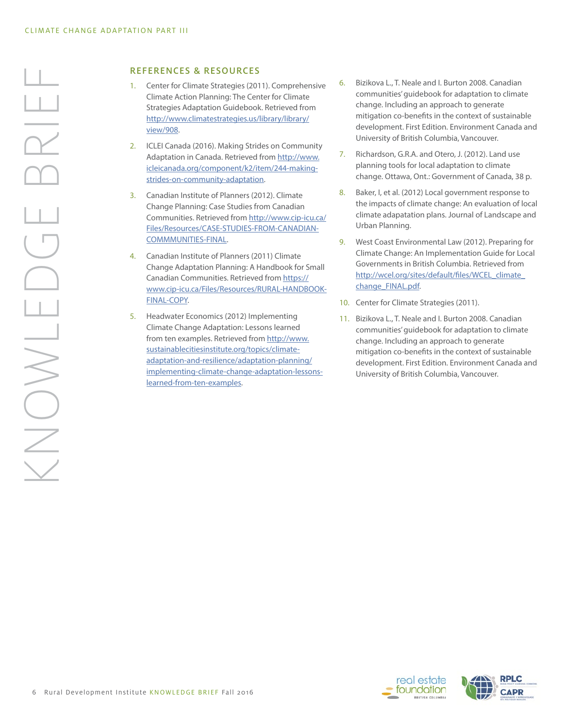## REFERENCES & RESOURCES

1. Center for Climate Strategies (2011). Comprehensive Climate Action Planning: The Center for Climate Strategies Adaptation Guidebook. Retrieved from http://www.climatestrategies.us/library/library/view/908.
2. ICLEI Canada (2016). Making Strides on Community Adaptation in Canada. Retrieved from http://www.icleicanada.org/component/k2/item/244-making-strides-on-community-adaptation.
3. Canadian Institute of Planners (2012). Climate Change Planning: Case Studies from Canadian Communities. Retrieved from http://www.cip-icu.ca/Files/Resources/CASE-STUDIES-FROM-CANADIAN-COMMMUNITIES-FINAL.
4. Canadian Institute of Planners (2011) Climate Change Adaptation Planning: A Handbook for Small Canadian Communities. Retrieved from https://www.cip-icu.ca/Files/Resources/RURAL-HANDBOOK-FINAL-COPY.
5. Headwater Economics (2012) Implementing Climate Change Adaptation: Lessons learned from ten examples. Retrieved from http://www.sustainablecitiesinstitute.org/topics/climate-adaptation-and-resilience/adaptation-planning/implementing-climate-change-adaptation-lessons-learned-from-ten-examples.
6. Bizikova L., T. Neale and I. Burton 2008. Canadian communities' guidebook for adaptation to climate change. Including an approach to generate mitigation co-benefits in the context of sustainable development. First Edition. Environment Canada and University of British Columbia, Vancouver.
7. Richardson, G.R.A. and Otero, J. (2012). Land use planning tools for local adaptation to climate change. Ottawa, Ont.: Government of Canada, 38 p.
8. Baker, I, et al. (2012) Local government response to the impacts of climate change: An evaluation of local climate adapatation plans. Journal of Landscape and Urban Planning.
9. West Coast Environmental Law (2012). Preparing for Climate Change: An Implementation Guide for Local Governments in British Columbia. Retrieved from http://wcel.org/sites/default/files/WCEL_climate_change_FINAL.pdf.
10. Center for Climate Strategies (2011).
11. Bizikova L., T. Neale and I. Burton 2008. Canadian communities' guidebook for adaptation to climate change. Including an approach to generate mitigation co-benefits in the context of sustainable development. First Edition. Environment Canada and University of British Columbia, Vancouver.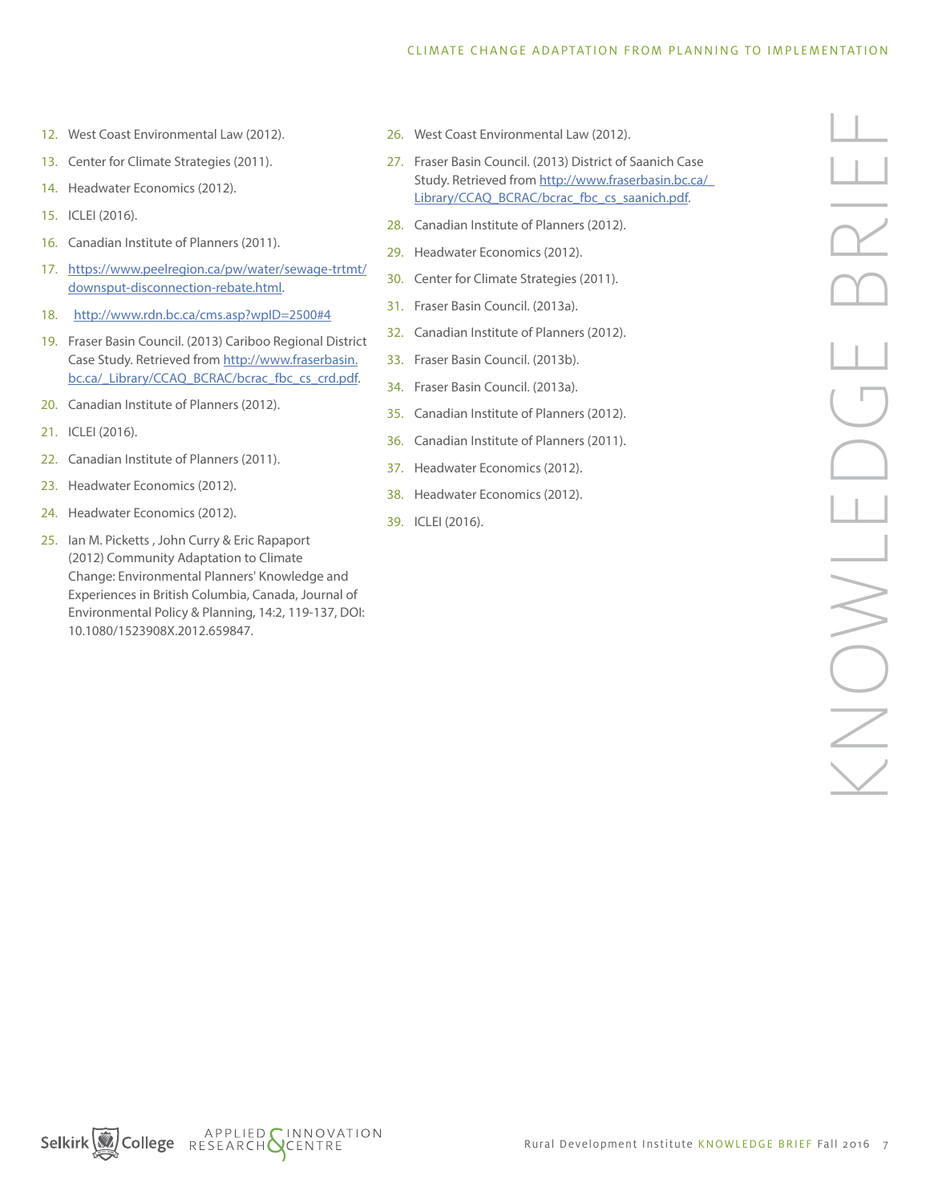12. West Coast Environmental Law (2012).
13. Center for Climate Strategies (2011).
14. Headwater Economics (2012).
15. ICLEI (2016).
16. Canadian Institute of Planners (2011).
17. https://www.peelregion.ca/pw/water/sewage-trtmt/downsput-disconnection-rebate.html.
18. http://www.rdn.bc.ca/cms.asp?wpID=2500#4
19. Fraser Basin Council. (2013) Cariboo Regional District Case Study. Retrieved from http://www.fraserbasin.bc.ca/_Library/CCAQ_BCRAC/bcrac_fbc_cs_crd.pdf.
20. Canadian Institute of Planners (2012).
21. ICLEI (2016).
22. Canadian Institute of Planners (2011).
23. Headwater Economics (2012).
24. Headwater Economics (2012).
25. Ian M. Picketts , John Curry & Eric Rapaport (2012) Community Adaptation to Climate Change: Environmental Planners' Knowledge and Experiences in British Columbia, Canada, Journal of Environmental Policy & Planning, 14:2, 119-137, DOI: 10.1080/1523908X.2012.659847.
26. West Coast Environmental Law (2012).
27. Fraser Basin Council. (2013) District of Saanich Case Study. Retrieved from http://www.fraserbasin.bc.ca/_Library/CCAQ_BCRAC/bcrac_fbc_cs_saanich.pdf.
28. Canadian Institute of Planners (2012).
29. Headwater Economics (2012).
30. Center for Climate Strategies (2011).
31. Fraser Basin Council. (2013a).
32. Canadian Institute of Planners (2012).
33. Fraser Basin Council. (2013b).
34. Fraser Basin Council. (2013a).
35. Canadian Institute of Planners (2012).
36. Canadian Institute of Planners (2011).
37. Headwater Economics (2012).
38. Headwater Economics (2012).
39. ICLEI (2016).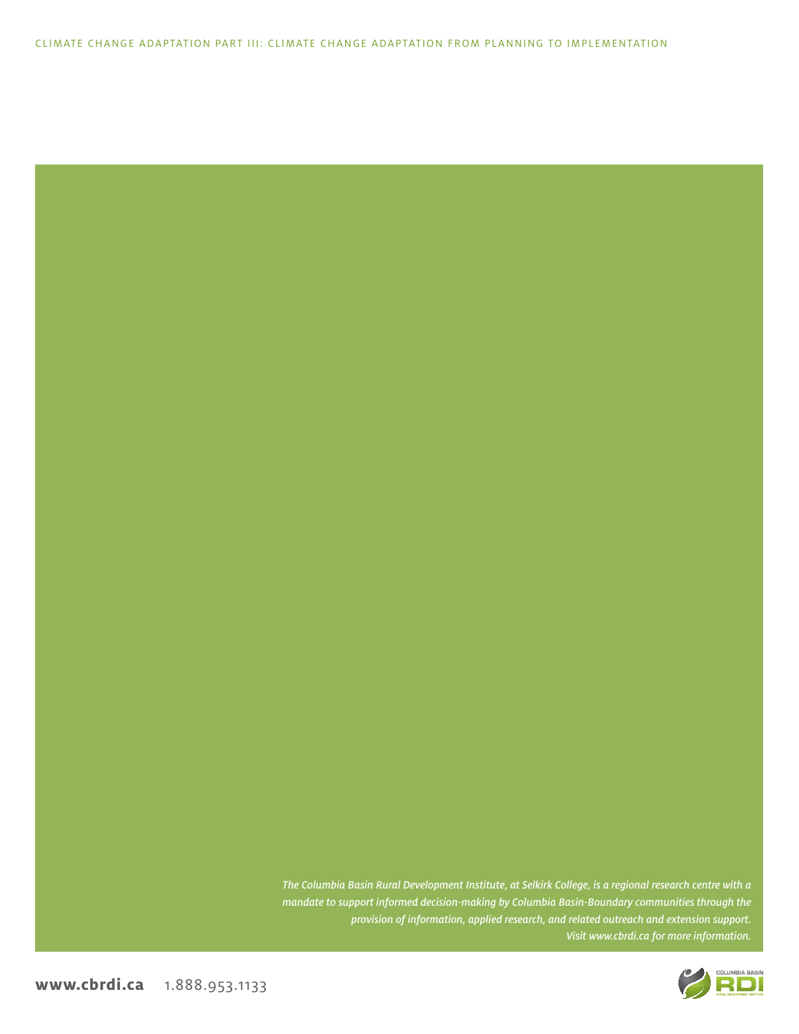*The Columbia Basin Rural Development Institute, at Selkirk College, is a regional research centre with a mandate to support informed decision-making by Columbia Basin-Boundary communities through the provision of information, applied research, and related outreach and extension support. Visit www.cbrdi.ca for more information.*

**www.cbrdi.ca** 1.888.953.1133